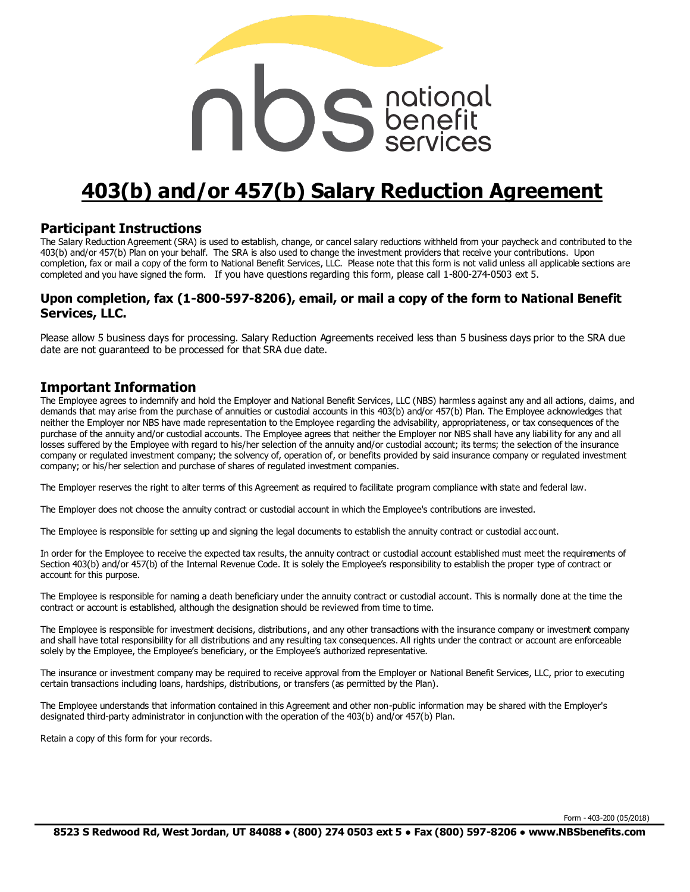nbs national benefit services

# 403(b) and/or 457(b) Salary Reduction Agreement

## Participant Instructions

The Salary Reduction Agreement (SRA) is used to establish, change, or cancel salary reductions withheld from your paycheck and contributed to the 403(b) and/or 457(b) Plan on your behalf. The SRA is also used to change the investment providers that receive your contributions. Upon completion, fax or mail a copy of the form to National Benefit Services, LLC. Please note that this form is not valid unless all applicable sections are completed and you have signed the form. If you have questions regarding this form, please call 1-800-274-0503 ext 5.

### Upon completion, fax (1-800-597-8206), email, or mail a copy of the form to National Benefit Services, LLC.

Please allow 5 business days for processing. Salary Reduction Agreements received less than 5 business days prior to the SRA due date are not guaranteed to be processed for that SRA due date.

## Important Information

The Employee agrees to indemnify and hold the Employer and National Benefit Services, LLC (NBS) harmless against any and all actions, claims, and demands that may arise from the purchase of annuities or custodial accounts in this 403(b) and/or 457(b) Plan. The Employee acknowledges that neither the Employer nor NBS have made representation to the Employee regarding the advisability, appropriateness, or tax consequences of the purchase of the annuity and/or custodial accounts. The Employee agrees that neither the Employer nor NBS shall have any liability for any and all losses suffered by the Employee with regard to his/her selection of the annuity and/or custodial account; its terms; the selection of the insurance company or regulated investment company; the solvency of, operation of, or benefits provided by said insurance company or regulated investment company; or his/her selection and purchase of shares of regulated investment companies.

The Employer reserves the right to alter terms of this Agreement as required to facilitate program compliance with state and federal law.

The Employer does not choose the annuity contract or custodial account in which the Employee's contributions are invested.

The Employee is responsible for setting up and signing the legal documents to establish the annuity contract or custodial account.

In order for the Employee to receive the expected tax results, the annuity contract or custodial account established must meet the requirements of Section 403(b) and/or 457(b) of the Internal Revenue Code. It is solely the Employee's responsibility to establish the proper type of contract or account for this purpose.

The Employee is responsible for naming a death beneficiary under the annuity contract or custodial account. This is normally done at the time the contract or account is established, although the designation should be reviewed from time to time.

The Employee is responsible for investment decisions, distributions, and any other transactions with the insurance company or investment company and shall have total responsibility for all distributions and any resulting tax consequences. All rights under the contract or account are enforceable solely by the Employee, the Employee's beneficiary, or the Employee's authorized representative.

The insurance or investment company may be required to receive approval from the Employer or National Benefit Services, LLC, prior to executing certain transactions including loans, hardships, distributions, or transfers (as permitted by the Plan).

The Employee understands that information contained in this Agreement and other non-public information may be shared with the Employer's designated third-party administrator in conjunction with the operation of the 403(b) and/or 457(b) Plan.

Retain a copy of this form for your records.

Form - 403-200 (05/2018)

**8523 S Redwood Rd, West Jordan, UT 84088 • (800) 274 0503 ext 5 • Fax (800) 597-8206 • www.NBSbenefits.com**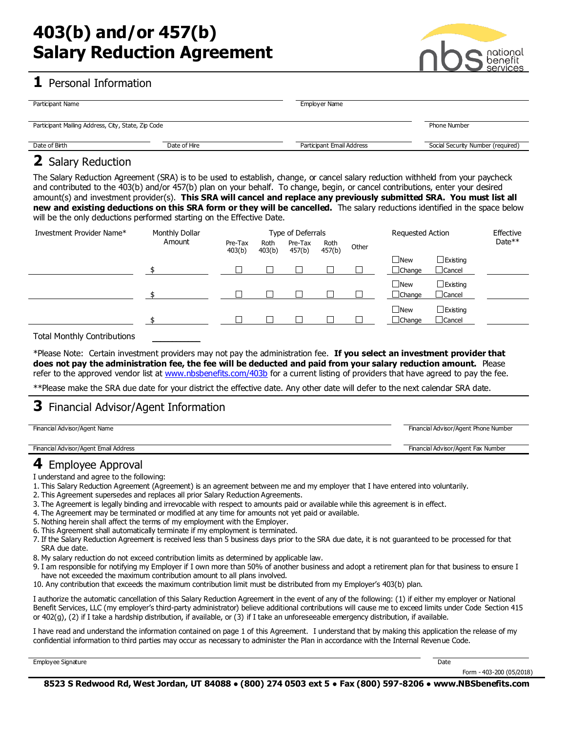# 403(b) and/or 457(b) Salary Reduction Agreement

## 1 Personal Information

| | | | |
|---|---|---|---|
| Participant Name | | Employer Name | |
| Participant Mailing Address, City, State, Zip Code | | | Phone Number |
| Date of Birth | Date of Hire | Participant Email Address | Social Security Number (required) |

## 2 Salary Reduction

The Salary Reduction Agreement (SRA) is to be used to establish, change, or cancel salary reduction withheld from your paycheck and contributed to the 403(b) and/or 457(b) plan on your behalf. To change, begin, or cancel contributions, enter your desired amount(s) and investment provider(s). **This SRA will cancel and replace any previously submitted SRA. You must list all new and existing deductions on this SRA form or they will be cancelled.** The salary reductions identified in the space below will be the only deductions performed starting on the Effective Date.

| Investment Provider Name* | Monthly Dollar Amount | Type of Deferrals | | | | | Requested Action | Effective Date** |
|---|---|---|---|---|---|---|---|---|
| | | Pre-Tax 403(b) | Roth 403(b) | Pre-Tax 457(b) | Roth 457(b) | Other | | |
| | $ | ☐ | ☐ | ☐ | ☐ | ☐ | ☐New ☐Existing ☐Change ☐Cancel | |
| | $ | ☐ | ☐ | ☐ | ☐ | ☐ | ☐New ☐Existing ☐Change ☐Cancel | |
| | $ | ☐ | ☐ | ☐ | ☐ | ☐ | ☐New ☐Existing ☐Change ☐Cancel | |

Total Monthly Contributions __________

*Please Note: Certain investment providers may not pay the administration fee. **If you select an investment provider that does not pay the administration fee, the fee will be deducted and paid from your salary reduction amount.** Please refer to the approved vendor list at www.nbsbenefits.com/403b for a current listing of providers that have agreed to pay the fee.

**Please make the SRA due date for your district the effective date. Any other date will defer to the next calendar SRA date.

## 3 Financial Advisor/Agent Information

| | |
|---|---|
| Financial Advisor/Agent Name | Financial Advisor/Agent Phone Number |
| Financial Advisor/Agent Email Address | Financial Advisor/Agent Fax Number |

## 4 Employee Approval

I understand and agree to the following:

1. This Salary Reduction Agreement (Agreement) is an agreement between me and my employer that I have entered into voluntarily.
2. This Agreement supersedes and replaces all prior Salary Reduction Agreements.
3. The Agreement is legally binding and irrevocable with respect to amounts paid or available while this agreement is in effect.
4. The Agreement may be terminated or modified at any time for amounts not yet paid or available.
5. Nothing herein shall affect the terms of my employment with the Employer.
6. This Agreement shall automatically terminate if my employment is terminated.
7. If the Salary Reduction Agreement is received less than 5 business days prior to the SRA due date, it is not guaranteed to be processed for that SRA due date.
8. My salary reduction do not exceed contribution limits as determined by applicable law.
9. I am responsible for notifying my Employer if I own more than 50% of another business and adopt a retirement plan for that business to ensure I have not exceeded the maximum contribution amount to all plans involved.
10. Any contribution that exceeds the maximum contribution limit must be distributed from my Employer's 403(b) plan.

I authorize the automatic cancellation of this Salary Reduction Agreement in the event of any of the following: (1) if either my employer or National Benefit Services, LLC (my employer's third-party administrator) believe additional contributions will cause me to exceed limits under Code Section 415 or 402(g), (2) if I take a hardship distribution, if available, or (3) if I take an unforeseeable emergency distribution, if available.

I have read and understand the information contained on page 1 of this Agreement. I understand that by making this application the release of my confidential information to third parties may occur as necessary to administer the Plan in accordance with the Internal Revenue Code.

| | |
|---|---|
| Employee Signature | Date |

Form - 403-200 (05/2018)

**8523 S Redwood Rd, West Jordan, UT 84088 • (800) 274 0503 ext 5 • Fax (800) 597-8206 • www.NBSbenefits.com**